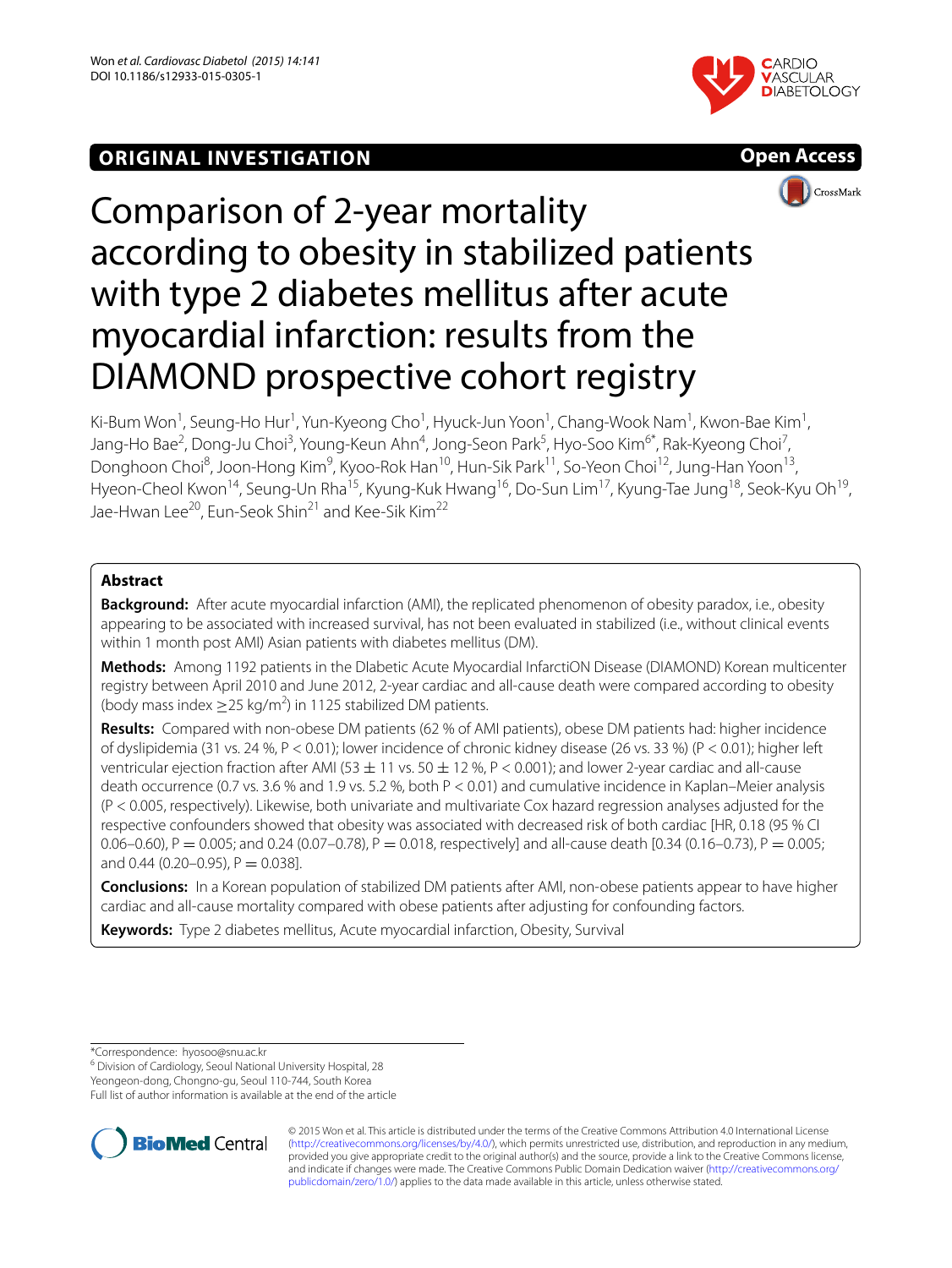ORIGINAL INVESTIGATION

Open Access

# Comparison of 2-year mortality according to obesity in stabilized patients with type 2 diabetes mellitus after acute myocardial infarction: results from the DIAMOND prospective cohort registry

Ki-Bum Won[1], Seung-Ho Hur[1], Yun-Kyeong Cho[1], Hyuck-Jun Yoon[1], Chang-Wook Nam[1], Kwon-Bae Kim[1], Jang-Ho Bae[2], Dong-Ju Choi[3], Young-Keun Ahn[4], Jong-Seon Park[5], Hyo-Soo Kim[6*], Rak-Kyeong Choi[7], Donghoon Choi[8], Joon-Hong Kim[9], Kyoo-Rok Han[10], Hun-Sik Park[11], So-Yeon Choi[12], Jung-Han Yoon[13], Hyeon-Cheol Kwon[14], Seung-Un Rha[15], Kyung-Kuk Hwang[16], Do-Sun Lim[17], Kyung-Tae Jung[18], Seok-Kyu Oh[19], Jae-Hwan Lee[20], Eun-Seok Shin[21] and Kee-Sik Kim[22]

## Abstract

**Background:** After acute myocardial infarction (AMI), the replicated phenomenon of obesity paradox, i.e., obesity appearing to be associated with increased survival, has not been evaluated in stabilized (i.e., without clinical events within 1 month post AMI) Asian patients with diabetes mellitus (DM).

**Methods:** Among 1192 patients in the DIabetic Acute Myocardial InfarctiON Disease (DIAMOND) Korean multicenter registry between April 2010 and June 2012, 2-year cardiac and all-cause death were compared according to obesity (body mass index $\geq$25 kg/m$^2$) in 1125 stabilized DM patients.

**Results:** Compared with non-obese DM patients (62 % of AMI patients), obese DM patients had: higher incidence of dyslipidemia (31 vs. 24 %, $P < 0.01$); lower incidence of chronic kidney disease (26 vs. 33 %) ($P < 0.01$); higher left ventricular ejection fraction after AMI (53 $\pm$ 11 vs. 50 $\pm$ 12 %, $P < 0.001$); and lower 2-year cardiac and all-cause death occurrence (0.7 vs. 3.6 % and 1.9 vs. 5.2 %, both $P < 0.01$) and cumulative incidence in Kaplan–Meier analysis ($P < 0.005$, respectively). Likewise, both univariate and multivariate Cox hazard regression analyses adjusted for the respective confounders showed that obesity was associated with decreased risk of both cardiac [HR, 0.18 (95 % CI 0.06–0.60), $P = 0.005$; and 0.24 (0.07–0.78), $P = 0.018$, respectively] and all-cause death [0.34 (0.16–0.73), $P = 0.005$; and 0.44 (0.20–0.95), $P = 0.038$].

**Conclusions:** In a Korean population of stabilized DM patients after AMI, non-obese patients appear to have higher cardiac and all-cause mortality compared with obese patients after adjusting for confounding factors.

**Keywords:** Type 2 diabetes mellitus, Acute myocardial infarction, Obesity, Survival

---

*Correspondence: hyosoo@snu.ac.kr

[6] Division of Cardiology, Seoul National University Hospital, 28 Yeongeon-dong, Chongno-gu, Seoul 110-744, South Korea

Full list of author information is available at the end of the article

© 2015 Won et al. This article is distributed under the terms of the Creative Commons Attribution 4.0 International License (http://creativecommons.org/licenses/by/4.0/), which permits unrestricted use, distribution, and reproduction in any medium, provided you give appropriate credit to the original author(s) and the source, provide a link to the Creative Commons license, and indicate if changes were made. The Creative Commons Public Domain Dedication waiver (http://creativecommons.org/publicdomain/zero/1.0/) applies to the data made available in this article, unless otherwise stated.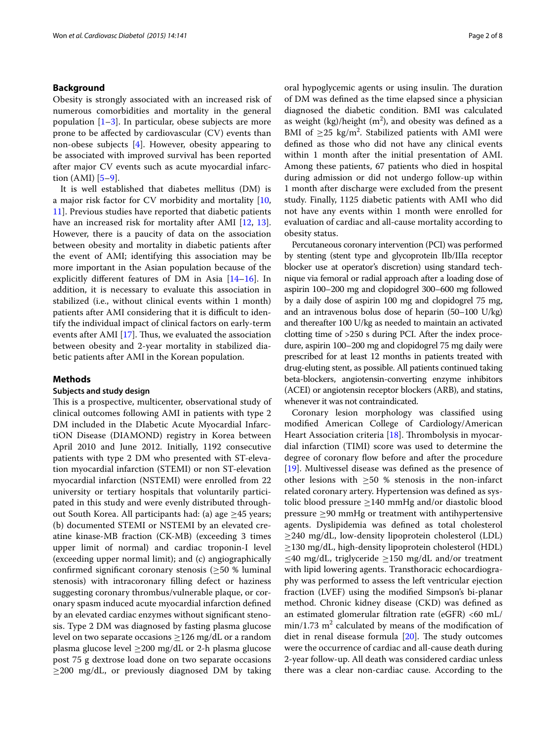## Background

Obesity is strongly associated with an increased risk of numerous comorbidities and mortality in the general population [1–3]. In particular, obese subjects are more prone to be affected by cardiovascular (CV) events than non-obese subjects [4]. However, obesity appearing to be associated with improved survival has been reported after major CV events such as acute myocardial infarction (AMI) [5–9].

It is well established that diabetes mellitus (DM) is a major risk factor for CV morbidity and mortality [10, 11]. Previous studies have reported that diabetic patients have an increased risk for mortality after AMI [12, 13]. However, there is a paucity of data on the association between obesity and mortality in diabetic patients after the event of AMI; identifying this association may be more important in the Asian population because of the explicitly different features of DM in Asia [14–16]. In addition, it is necessary to evaluate this association in stabilized (i.e., without clinical events within 1 month) patients after AMI considering that it is difficult to identify the individual impact of clinical factors on early-term events after AMI [17]. Thus, we evaluated the association between obesity and 2-year mortality in stabilized diabetic patients after AMI in the Korean population.

## Methods

### Subjects and study design

This is a prospective, multicenter, observational study of clinical outcomes following AMI in patients with type 2 DM included in the DIabetic Acute Myocardial InfarctiON Disease (DIAMOND) registry in Korea between April 2010 and June 2012. Initially, 1192 consecutive patients with type 2 DM who presented with ST-elevation myocardial infarction (STEMI) or non ST-elevation myocardial infarction (NSTEMI) were enrolled from 22 university or tertiary hospitals that voluntarily participated in this study and were evenly distributed throughout South Korea. All participants had: (a) age ≥45 years; (b) documented STEMI or NSTEMI by an elevated creatine kinase-MB fraction (CK-MB) (exceeding 3 times upper limit of normal) and cardiac troponin-I level (exceeding upper normal limit); and (c) angiographically confirmed significant coronary stenosis (≥50 % luminal stenosis) with intracoronary filling defect or haziness suggesting coronary thrombus/vulnerable plaque, or coronary spasm induced acute myocardial infarction defined by an elevated cardiac enzymes without significant stenosis. Type 2 DM was diagnosed by fasting plasma glucose level on two separate occasions ≥126 mg/dL or a random plasma glucose level ≥200 mg/dL or 2-h plasma glucose post 75 g dextrose load done on two separate occasions ≥200 mg/dL, or previously diagnosed DM by taking oral hypoglycemic agents or using insulin. The duration of DM was defined as the time elapsed since a physician diagnosed the diabetic condition. BMI was calculated as weight (kg)/height ($m^2$), and obesity was defined as a BMI of ≥25 kg/$m^2$. Stabilized patients with AMI were defined as those who did not have any clinical events within 1 month after the initial presentation of AMI. Among these patients, 67 patients who died in hospital during admission or did not undergo follow-up within 1 month after discharge were excluded from the present study. Finally, 1125 diabetic patients with AMI who did not have any events within 1 month were enrolled for evaluation of cardiac and all-cause mortality according to obesity status.

Percutaneous coronary intervention (PCI) was performed by stenting (stent type and glycoprotein IIb/IIIa receptor blocker use at operator's discretion) using standard technique via femoral or radial approach after a loading dose of aspirin 100–200 mg and clopidogrel 300–600 mg followed by a daily dose of aspirin 100 mg and clopidogrel 75 mg, and an intravenous bolus dose of heparin (50–100 U/kg) and thereafter 100 U/kg as needed to maintain an activated clotting time of >250 s during PCI. After the index procedure, aspirin 100–200 mg and clopidogrel 75 mg daily were prescribed for at least 12 months in patients treated with drug-eluting stent, as possible. All patients continued taking beta-blockers, angiotensin-converting enzyme inhibitors (ACEI) or angiotensin receptor blockers (ARB), and statins, whenever it was not contraindicated.

Coronary lesion morphology was classified using modified American College of Cardiology/American Heart Association criteria [18]. Thrombolysis in myocardial infarction (TIMI) score was used to determine the degree of coronary flow before and after the procedure [19]. Multivessel disease was defined as the presence of other lesions with ≥50 % stenosis in the non-infarct related coronary artery. Hypertension was defined as systolic blood pressure ≥140 mmHg and/or diastolic blood pressure ≥90 mmHg or treatment with antihypertensive agents. Dyslipidemia was defined as total cholesterol ≥240 mg/dL, low-density lipoprotein cholesterol (LDL) ≥130 mg/dL, high-density lipoprotein cholesterol (HDL) ≤40 mg/dL, triglyceride ≥150 mg/dL and/or treatment with lipid lowering agents. Transthoracic echocardiography was performed to assess the left ventricular ejection fraction (LVEF) using the modified Simpson's bi-planar method. Chronic kidney disease (CKD) was defined as an estimated glomerular filtration rate (eGFR) <60 mL/min/1.73 $m^2$ calculated by means of the modification of diet in renal disease formula [20]. The study outcomes were the occurrence of cardiac and all-cause death during 2-year follow-up. All death was considered cardiac unless there was a clear non-cardiac cause. According to the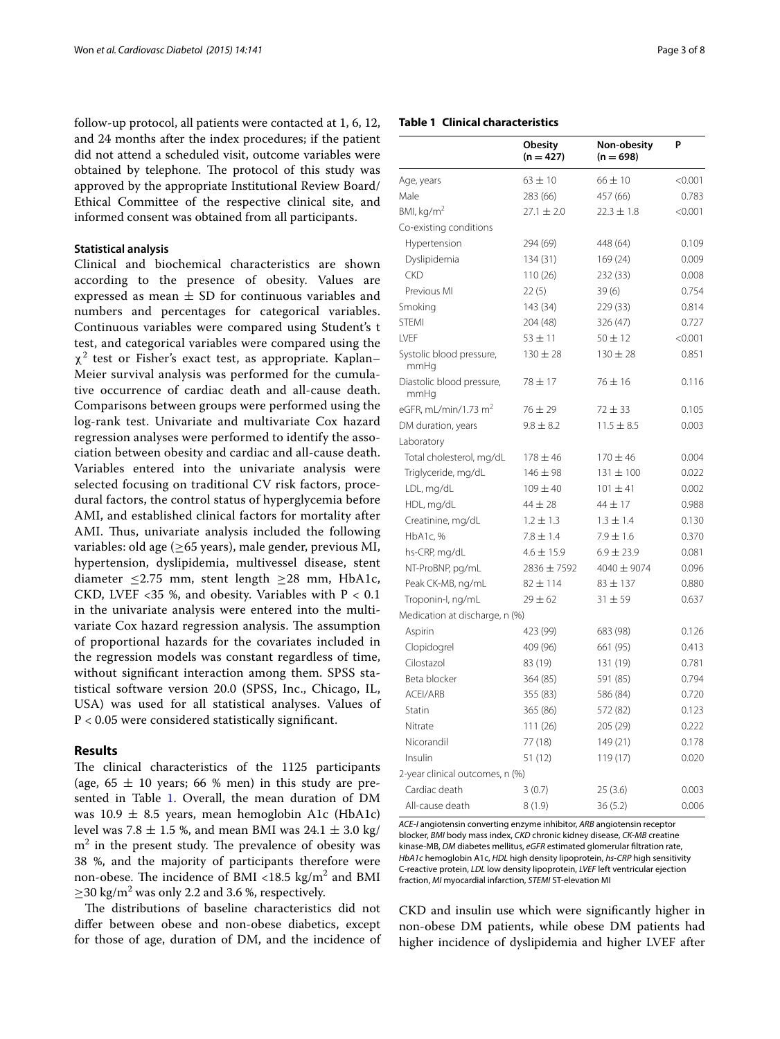follow-up protocol, all patients were contacted at 1, 6, 12, and 24 months after the index procedures; if the patient did not attend a scheduled visit, outcome variables were obtained by telephone. The protocol of this study was approved by the appropriate Institutional Review Board/Ethical Committee of the respective clinical site, and informed consent was obtained from all participants.

### Statistical analysis

Clinical and biochemical characteristics are shown according to the presence of obesity. Values are expressed as mean ± SD for continuous variables and numbers and percentages for categorical variables. Continuous variables were compared using Student's t test, and categorical variables were compared using the $\chi^2$ test or Fisher's exact test, as appropriate. Kaplan–Meier survival analysis was performed for the cumulative occurrence of cardiac death and all-cause death. Comparisons between groups were performed using the log-rank test. Univariate and multivariate Cox hazard regression analyses were performed to identify the association between obesity and cardiac and all-cause death. Variables entered into the univariate analysis were selected focusing on traditional CV risk factors, procedural factors, the control status of hyperglycemia before AMI, and established clinical factors for mortality after AMI. Thus, univariate analysis included the following variables: old age (≥65 years), male gender, previous MI, hypertension, dyslipidemia, multivessel disease, stent diameter ≤2.75 mm, stent length ≥28 mm, HbA1c, CKD, LVEF <35 %, and obesity. Variables with $P < 0.1$ in the univariate analysis were entered into the multivariate Cox hazard regression analysis. The assumption of proportional hazards for the covariates included in the regression models was constant regardless of time, without significant interaction among them. SPSS statistical software version 20.0 (SPSS, Inc., Chicago, IL, USA) was used for all statistical analyses. Values of $P < 0.05$ were considered statistically significant.

## Results

The clinical characteristics of the 1125 participants (age, 65 ± 10 years; 66 % men) in this study are presented in Table 1. Overall, the mean duration of DM was 10.9 ± 8.5 years, mean hemoglobin A1c (HbA1c) level was 7.8 ± 1.5 %, and mean BMI was 24.1 ± 3.0 kg/m$^2$ in the present study. The prevalence of obesity was 38 %, and the majority of participants therefore were non-obese. The incidence of BMI <18.5 kg/m$^2$ and BMI ≥30 kg/m$^2$ was only 2.2 and 3.6 %, respectively.

The distributions of baseline characteristics did not differ between obese and non-obese diabetics, except for those of age, duration of DM, and the incidence of CKD and insulin use which were significantly higher in non-obese DM patients, while obese DM patients had higher incidence of dyslipidemia and higher LVEF after

**Table 1 Clinical characteristics**

| | Obesity (n = 427) | Non-obesity (n = 698) | P |
|---|---|---|---|
| Age, years | 63 ± 10 | 66 ± 10 | <0.001 |
| Male | 283 (66) | 457 (66) | 0.783 |
| BMI, kg/m$^2$ | 27.1 ± 2.0 | 22.3 ± 1.8 | <0.001 |
| Co-existing conditions | | | |
| Hypertension | 294 (69) | 448 (64) | 0.109 |
| Dyslipidemia | 134 (31) | 169 (24) | 0.009 |
| CKD | 110 (26) | 232 (33) | 0.008 |
| Previous MI | 22 (5) | 39 (6) | 0.754 |
| Smoking | 143 (34) | 229 (33) | 0.814 |
| STEMI | 204 (48) | 326 (47) | 0.727 |
| LVEF | 53 ± 11 | 50 ± 12 | <0.001 |
| Systolic blood pressure, mmHg | 130 ± 28 | 130 ± 28 | 0.851 |
| Diastolic blood pressure, mmHg | 78 ± 17 | 76 ± 16 | 0.116 |
| eGFR, mL/min/1.73 m$^2$ | 76 ± 29 | 72 ± 33 | 0.105 |
| DM duration, years | 9.8 ± 8.2 | 11.5 ± 8.5 | 0.003 |
| Laboratory | | | |
| Total cholesterol, mg/dL | 178 ± 46 | 170 ± 46 | 0.004 |
| Triglyceride, mg/dL | 146 ± 98 | 131 ± 100 | 0.022 |
| LDL, mg/dL | 109 ± 40 | 101 ± 41 | 0.002 |
| HDL, mg/dL | 44 ± 28 | 44 ± 17 | 0.988 |
| Creatinine, mg/dL | 1.2 ± 1.3 | 1.3 ± 1.4 | 0.130 |
| HbA1c, % | 7.8 ± 1.4 | 7.9 ± 1.6 | 0.370 |
| hs-CRP, mg/dL | 4.6 ± 15.9 | 6.9 ± 23.9 | 0.081 |
| NT-ProBNP, pg/mL | 2836 ± 7592 | 4040 ± 9074 | 0.096 |
| Peak CK-MB, ng/mL | 82 ± 114 | 83 ± 137 | 0.880 |
| Troponin-I, ng/mL | 29 ± 62 | 31 ± 59 | 0.637 |
| Medication at discharge, n (%) | | | |
| Aspirin | 423 (99) | 683 (98) | 0.126 |
| Clopidogrel | 409 (96) | 661 (95) | 0.413 |
| Cilostazol | 83 (19) | 131 (19) | 0.781 |
| Beta blocker | 364 (85) | 591 (85) | 0.794 |
| ACEI/ARB | 355 (83) | 586 (84) | 0.720 |
| Statin | 365 (86) | 572 (82) | 0.123 |
| Nitrate | 111 (26) | 205 (29) | 0.222 |
| Nicorandil | 77 (18) | 149 (21) | 0.178 |
| Insulin | 51 (12) | 119 (17) | 0.020 |
| 2-year clinical outcomes, n (%) | | | |
| Cardiac death | 3 (0.7) | 25 (3.6) | 0.003 |
| All-cause death | 8 (1.9) | 36 (5.2) | 0.006 |

*ACE-I* angiotensin converting enzyme inhibitor, *ARB* angiotensin receptor blocker, *BMI* body mass index, *CKD* chronic kidney disease, *CK-MB* creatine kinase-MB, *DM* diabetes mellitus, *eGFR* estimated glomerular filtration rate, *HbA1c* hemoglobin A1c, *HDL* high density lipoprotein, *hs-CRP* high sensitivity C-reactive protein, *LDL* low density lipoprotein, *LVEF* left ventricular ejection fraction, *MI* myocardial infarction, *STEMI* ST-elevation MI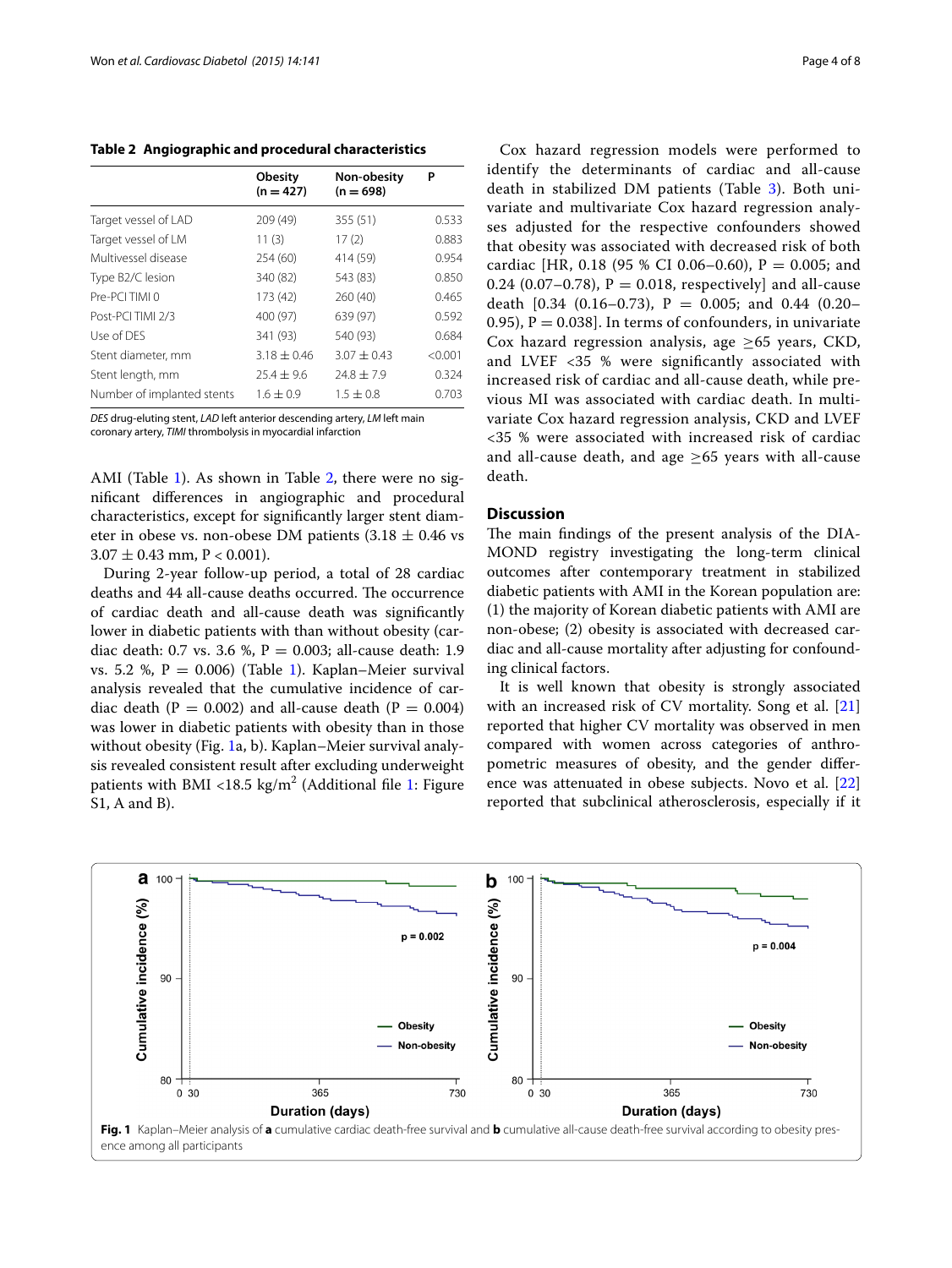**Table 2 Angiographic and procedural characteristics**

| | Obesity (n = 427) | Non-obesity (n = 698) | P |
|---|---|---|---|
| Target vessel of LAD | 209 (49) | 355 (51) | 0.533 |
| Target vessel of LM | 11 (3) | 17 (2) | 0.883 |
| Multivessel disease | 254 (60) | 414 (59) | 0.954 |
| Type B2/C lesion | 340 (82) | 543 (83) | 0.850 |
| Pre-PCI TIMI 0 | 173 (42) | 260 (40) | 0.465 |
| Post-PCI TIMI 2/3 | 400 (97) | 639 (97) | 0.592 |
| Use of DES | 341 (93) | 540 (93) | 0.684 |
| Stent diameter, mm | 3.18 ± 0.46 | 3.07 ± 0.43 | <0.001 |
| Stent length, mm | 25.4 ± 9.6 | 24.8 ± 7.9 | 0.324 |
| Number of implanted stents | 1.6 ± 0.9 | 1.5 ± 0.8 | 0.703 |

*DES* drug-eluting stent, *LAD* left anterior descending artery, *LM* left main coronary artery, *TIMI* thrombolysis in myocardial infarction

AMI (Table 1). As shown in Table 2, there were no significant differences in angiographic and procedural characteristics, except for significantly larger stent diameter in obese vs. non-obese DM patients (3.18 ± 0.46 vs 3.07 ± 0.43 mm, P < 0.001).

During 2-year follow-up period, a total of 28 cardiac deaths and 44 all-cause deaths occurred. The occurrence of cardiac death and all-cause death was significantly lower in diabetic patients with than without obesity (cardiac death: 0.7 vs. 3.6 %, P = 0.003; all-cause death: 1.9 vs. 5.2 %, P = 0.006) (Table 1). Kaplan–Meier survival analysis revealed that the cumulative incidence of cardiac death (P = 0.002) and all-cause death (P = 0.004) was lower in diabetic patients with obesity than in those without obesity (Fig. 1a, b). Kaplan–Meier survival analysis revealed consistent result after excluding underweight patients with BMI <18.5 kg/m$^2$ (Additional file 1: Figure S1, A and B).

Cox hazard regression models were performed to identify the determinants of cardiac and all-cause death in stabilized DM patients (Table 3). Both univariate and multivariate Cox hazard regression analyses adjusted for the respective confounders showed that obesity was associated with decreased risk of both cardiac [HR, 0.18 (95 % CI 0.06–0.60), P = 0.005; and 0.24 (0.07–0.78), P = 0.018, respectively] and all-cause death [0.34 (0.16–0.73), P = 0.005; and 0.44 (0.20–0.95), P = 0.038]. In terms of confounders, in univariate Cox hazard regression analysis, age ≥65 years, CKD, and LVEF <35 % were significantly associated with increased risk of cardiac and all-cause death, while previous MI was associated with cardiac death. In multivariate Cox hazard regression analysis, CKD and LVEF <35 % were associated with increased risk of cardiac and all-cause death, and age ≥65 years with all-cause death.

## Discussion

The main findings of the present analysis of the DIAMOND registry investigating the long-term clinical outcomes after contemporary treatment in stabilized diabetic patients with AMI in the Korean population are: (1) the majority of Korean diabetic patients with AMI are non-obese; (2) obesity is associated with decreased cardiac and all-cause mortality after adjusting for confounding clinical factors.

It is well known that obesity is strongly associated with an increased risk of CV mortality. Song et al. [21] reported that higher CV mortality was observed in men compared with women across categories of anthropometric measures of obesity, and the gender difference was attenuated in obese subjects. Novo et al. [22] reported that subclinical atherosclerosis, especially if it

**Fig. 1** Kaplan–Meier analysis of **a** cumulative cardiac death-free survival and **b** cumulative all-cause death-free survival according to obesity presence among all participants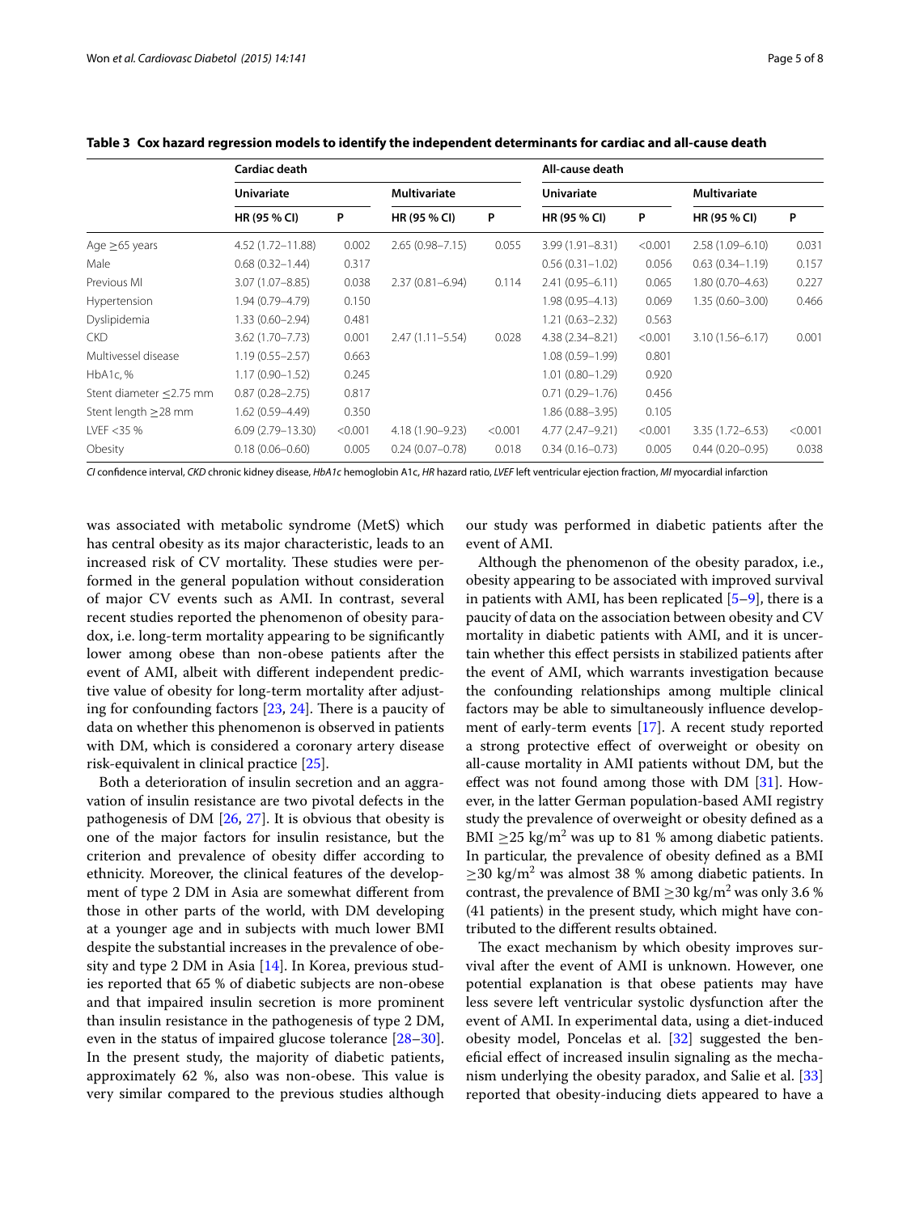**Table 3 Cox hazard regression models to identify the independent determinants for cardiac and all-cause death**

| | Cardiac death | | | | All-cause death | | | |
|---|---|---|---|---|---|---|---|---|
| | Univariate | | Multivariate | | Univariate | | Multivariate | |
| | HR (95 % CI) | P | HR (95 % CI) | P | HR (95 % CI) | P | HR (95 % CI) | P |
| Age ≥65 years | 4.52 (1.72–11.88) | 0.002 | 2.65 (0.98–7.15) | 0.055 | 3.99 (1.91–8.31) | <0.001 | 2.58 (1.09–6.10) | 0.031 |
| Male | 0.68 (0.32–1.44) | 0.317 | | | 0.56 (0.31–1.02) | 0.056 | 0.63 (0.34–1.19) | 0.157 |
| Previous MI | 3.07 (1.07–8.85) | 0.038 | 2.37 (0.81–6.94) | 0.114 | 2.41 (0.95–6.11) | 0.065 | 1.80 (0.70–4.63) | 0.227 |
| Hypertension | 1.94 (0.79–4.79) | 0.150 | | | 1.98 (0.95–4.13) | 0.069 | 1.35 (0.60–3.00) | 0.466 |
| Dyslipidemia | 1.33 (0.60–2.94) | 0.481 | | | 1.21 (0.63–2.32) | 0.563 | | |
| CKD | 3.62 (1.70–7.73) | 0.001 | 2.47 (1.11–5.54) | 0.028 | 4.38 (2.34–8.21) | <0.001 | 3.10 (1.56–6.17) | 0.001 |
| Multivessel disease | 1.19 (0.55–2.57) | 0.663 | | | 1.08 (0.59–1.99) | 0.801 | | |
| HbA1c, % | 1.17 (0.90–1.52) | 0.245 | | | 1.01 (0.80–1.29) | 0.920 | | |
| Stent diameter ≤2.75 mm | 0.87 (0.28–2.75) | 0.817 | | | 0.71 (0.29–1.76) | 0.456 | | |
| Stent length ≥28 mm | 1.62 (0.59–4.49) | 0.350 | | | 1.86 (0.88–3.95) | 0.105 | | |
| LVEF <35 % | 6.09 (2.79–13.30) | <0.001 | 4.18 (1.90–9.23) | <0.001 | 4.77 (2.47–9.21) | <0.001 | 3.35 (1.72–6.53) | <0.001 |
| Obesity | 0.18 (0.06–0.60) | 0.005 | 0.24 (0.07–0.78) | 0.018 | 0.34 (0.16–0.73) | 0.005 | 0.44 (0.20–0.95) | 0.038 |

*CI* confidence interval, *CKD* chronic kidney disease, *HbA1c* hemoglobin A1c, *HR* hazard ratio, *LVEF* left ventricular ejection fraction, *MI* myocardial infarction

was associated with metabolic syndrome (MetS) which has central obesity as its major characteristic, leads to an increased risk of CV mortality. These studies were performed in the general population without consideration of major CV events such as AMI. In contrast, several recent studies reported the phenomenon of obesity paradox, i.e. long-term mortality appearing to be significantly lower among obese than non-obese patients after the event of AMI, albeit with different independent predictive value of obesity for long-term mortality after adjusting for confounding factors [23, 24]. There is a paucity of data on whether this phenomenon is observed in patients with DM, which is considered a coronary artery disease risk-equivalent in clinical practice [25].

Both a deterioration of insulin secretion and an aggravation of insulin resistance are two pivotal defects in the pathogenesis of DM [26, 27]. It is obvious that obesity is one of the major factors for insulin resistance, but the criterion and prevalence of obesity differ according to ethnicity. Moreover, the clinical features of the development of type 2 DM in Asia are somewhat different from those in other parts of the world, with DM developing at a younger age and in subjects with much lower BMI despite the substantial increases in the prevalence of obesity and type 2 DM in Asia [14]. In Korea, previous studies reported that 65 % of diabetic subjects are non-obese and that impaired insulin secretion is more prominent than insulin resistance in the pathogenesis of type 2 DM, even in the status of impaired glucose tolerance [28–30]. In the present study, the majority of diabetic patients, approximately 62 %, also was non-obese. This value is very similar compared to the previous studies although our study was performed in diabetic patients after the event of AMI.

Although the phenomenon of the obesity paradox, i.e., obesity appearing to be associated with improved survival in patients with AMI, has been replicated [5–9], there is a paucity of data on the association between obesity and CV mortality in diabetic patients with AMI, and it is uncertain whether this effect persists in stabilized patients after the event of AMI, which warrants investigation because the confounding relationships among multiple clinical factors may be able to simultaneously influence development of early-term events [17]. A recent study reported a strong protective effect of overweight or obesity on all-cause mortality in AMI patients without DM, but the effect was not found among those with DM [31]. However, in the latter German population-based AMI registry study the prevalence of overweight or obesity defined as a BMI $\geq 25$ kg/m$^2$ was up to 81 % among diabetic patients. In particular, the prevalence of obesity defined as a BMI $\geq 30$ kg/m$^2$ was almost 38 % among diabetic patients. In contrast, the prevalence of BMI $\geq 30$ kg/m$^2$ was only 3.6 % (41 patients) in the present study, which might have contributed to the different results obtained.

The exact mechanism by which obesity improves survival after the event of AMI is unknown. However, one potential explanation is that obese patients may have less severe left ventricular systolic dysfunction after the event of AMI. In experimental data, using a diet-induced obesity model, Poncelas et al. [32] suggested the beneficial effect of increased insulin signaling as the mechanism underlying the obesity paradox, and Salie et al. [33] reported that obesity-inducing diets appeared to have a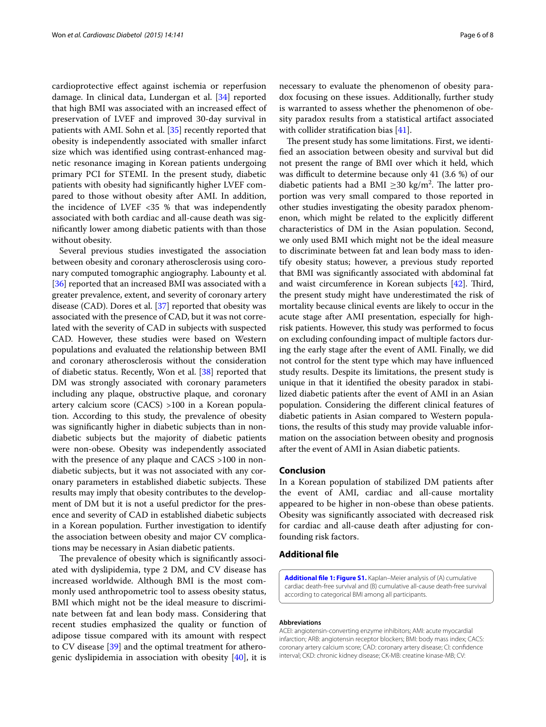cardioprotective effect against ischemia or reperfusion damage. In clinical data, Lundergan et al. [34] reported that high BMI was associated with an increased effect of preservation of LVEF and improved 30-day survival in patients with AMI. Sohn et al. [35] recently reported that obesity is independently associated with smaller infarct size which was identified using contrast-enhanced magnetic resonance imaging in Korean patients undergoing primary PCI for STEMI. In the present study, diabetic patients with obesity had significantly higher LVEF compared to those without obesity after AMI. In addition, the incidence of LVEF <35 % that was independently associated with both cardiac and all-cause death was significantly lower among diabetic patients with than those without obesity.

Several previous studies investigated the association between obesity and coronary atherosclerosis using coronary computed tomographic angiography. Labounty et al. [36] reported that an increased BMI was associated with a greater prevalence, extent, and severity of coronary artery disease (CAD). Dores et al. [37] reported that obesity was associated with the presence of CAD, but it was not correlated with the severity of CAD in subjects with suspected CAD. However, these studies were based on Western populations and evaluated the relationship between BMI and coronary atherosclerosis without the consideration of diabetic status. Recently, Won et al. [38] reported that DM was strongly associated with coronary parameters including any plaque, obstructive plaque, and coronary artery calcium score (CACS) >100 in a Korean population. According to this study, the prevalence of obesity was significantly higher in diabetic subjects than in non-diabetic subjects but the majority of diabetic patients were non-obese. Obesity was independently associated with the presence of any plaque and CACS >100 in non-diabetic subjects, but it was not associated with any coronary parameters in established diabetic subjects. These results may imply that obesity contributes to the development of DM but it is not a useful predictor for the presence and severity of CAD in established diabetic subjects in a Korean population. Further investigation to identify the association between obesity and major CV complications may be necessary in Asian diabetic patients.

The prevalence of obesity which is significantly associated with dyslipidemia, type 2 DM, and CV disease has increased worldwide. Although BMI is the most commonly used anthropometric tool to assess obesity status, BMI which might not be the ideal measure to discriminate between fat and lean body mass. Considering that recent studies emphasized the quality or function of adipose tissue compared with its amount with respect to CV disease [39] and the optimal treatment for atherogenic dyslipidemia in association with obesity [40], it is necessary to evaluate the phenomenon of obesity paradox focusing on these issues. Additionally, further study is warranted to assess whether the phenomenon of obesity paradox results from a statistical artifact associated with collider stratification bias [41].

The present study has some limitations. First, we identified an association between obesity and survival but did not present the range of BMI over which it held, which was difficult to determine because only 41 (3.6 %) of our diabetic patients had a BMI $\geq$30 kg/m$^2$. The latter proportion was very small compared to those reported in other studies investigating the obesity paradox phenomenon, which might be related to the explicitly different characteristics of DM in the Asian population. Second, we only used BMI which might not be the ideal measure to discriminate between fat and lean body mass to identify obesity status; however, a previous study reported that BMI was significantly associated with abdominal fat and waist circumference in Korean subjects [42]. Third, the present study might have underestimated the risk of mortality because clinical events are likely to occur in the acute stage after AMI presentation, especially for high-risk patients. However, this study was performed to focus on excluding confounding impact of multiple factors during the early stage after the event of AMI. Finally, we did not control for the stent type which may have influenced study results. Despite its limitations, the present study is unique in that it identified the obesity paradox in stabilized diabetic patients after the event of AMI in an Asian population. Considering the different clinical features of diabetic patients in Asian compared to Western populations, the results of this study may provide valuable information on the association between obesity and prognosis after the event of AMI in Asian diabetic patients.

## Conclusion

In a Korean population of stabilized DM patients after the event of AMI, cardiac and all-cause mortality appeared to be higher in non-obese than obese patients. Obesity was significantly associated with decreased risk for cardiac and all-cause death after adjusting for confounding risk factors.

## Additional file

**Additional file 1: Figure S1.** Kaplan–Meier analysis of (A) cumulative cardiac death-free survival and (B) cumulative all-cause death-free survival according to categorical BMI among all participants.

#### Abbreviations

ACEI: angiotensin-converting enzyme inhibitors; AMI: acute myocardial infarction; ARB: angiotensin receptor blockers; BMI: body mass index; CACS: coronary artery calcium score; CAD: coronary artery disease; CI: confidence interval; CKD: chronic kidney disease; CK-MB: creatine kinase-MB; CV: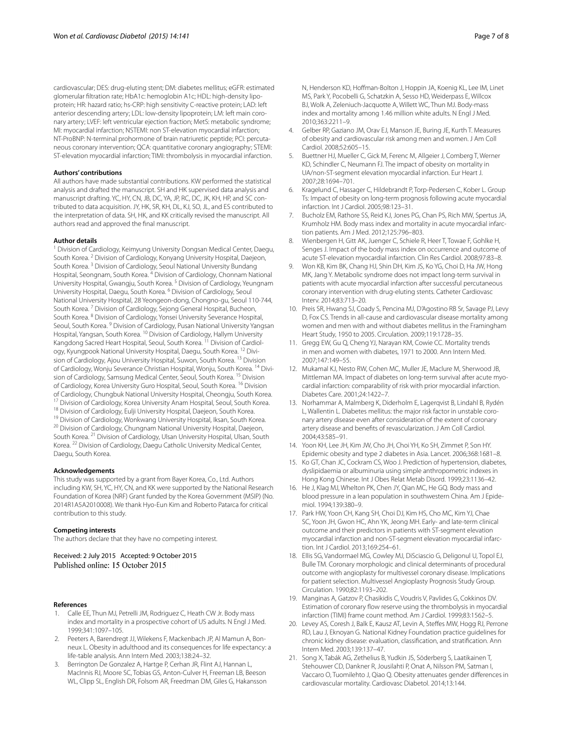cardiovascular; DES: drug-eluting stent; DM: diabetes mellitus; eGFR: estimated glomerular filtration rate; HbA1c: hemoglobin A1c; HDL: high-density lipoprotein; HR: hazard ratio; hs-CRP: high sensitivity C-reactive protein; LAD: left anterior descending artery; LDL: low-density lipoprotein; LM: left main coronary artery; LVEF: left ventricular ejection fraction; MetS: metabolic syndrome; MI: myocardial infarction; NSTEMI: non ST-elevation myocardial infarction; NT-ProBNP: N-terminal prohormone of brain natriuretic peptide; PCI: percutaneous coronary intervention; QCA: quantitative coronary angiography; STEMI: ST-elevation myocardial infarction; TIMI: thrombolysis in myocardial infarction.

#### Authors' contributions

All authors have made substantial contributions. KW performed the statistical analysis and drafted the manuscript. SH and HK supervised data analysis and manuscript drafting. YC, HY, CN, JB, DC, YA, JP, RC, DC, JK, KH, HP, and SC contributed to data acquisition. JY, HK, SR, KH, DL, KJ, SO, JL, and ES contributed to the interpretation of data. SH, HK, and KK critically revised the manuscript. All authors read and approved the final manuscript.

#### Author details

[1] Division of Cardiology, Keimyung University Dongsan Medical Center, Daegu, South Korea. [2] Division of Cardiology, Konyang University Hospital, Daejeon, South Korea. [3] Division of Cardiology, Seoul National University Bundang Hospital, Seongnam, South Korea. [4] Division of Cardiology, Chonnam National University Hospital, Gwangju, South Korea. [5] Division of Cardiology, Yeungnam University Hospital, Daegu, South Korea. [6] Division of Cardiology, Seoul National University Hospital, 28 Yeongeon-dong, Chongno-gu, Seoul 110-744, South Korea. [7] Division of Cardiology, Sejong General Hospital, Bucheon, South Korea. [8] Division of Cardiology, Yonsei University Severance Hospital, Seoul, South Korea. [9] Division of Cardiology, Pusan National University Yangsan Hospital, Yangsan, South Korea. [10] Division of Cardiology, Hallym University Kangdong Sacred Heart Hospital, Seoul, South Korea. [11] Division of Cardiology, Kyungpook National University Hospital, Daegu, South Korea. [12] Division of Cardiology, Ajou University Hospital, Suwon, South Korea. [13] Division of Cardiology, Wonju Severance Christian Hospital, Wonju, South Korea. [14] Division of Cardiology, Samsung Medical Center, Seoul, South Korea. [15] Division of Cardiology, Korea University Guro Hospital, Seoul, South Korea. [16] Division of Cardiology, Chungbuk National University Hospital, Cheongju, South Korea. [17] Division of Cardiology, Korea University Anam Hospital, Seoul, South Korea. [18] Division of Cardiology, Eulji University Hospital, Daejeon, South Korea. [19] Division of Cardiology, Wonkwang University Hospital, Iksan, South Korea. [20] Division of Cardiology, Chungnam National University Hospital, Daejeon, South Korea. [21] Division of Cardiology, Ulsan University Hospital, Ulsan, South Korea. [22] Division of Cardiology, Daegu Catholic University Medical Center, Daegu, South Korea.

#### Acknowledgements

This study was supported by a grant from Bayer Korea, Co., Ltd. Authors including KW, SH, YC, HY, CN, and KK were supported by the National Research Foundation of Korea (NRF) Grant funded by the Korea Government (MSIP) (No. 2014R1A5A2010008). We thank Hyo-Eun Kim and Roberto Patarca for critical contribution to this study.

#### Competing interests

The authors declare that they have no competing interest.

Received: 2 July 2015 Accepted: 9 October 2015
Published online: 15 October 2015

#### References

1. Calle EE, Thun MJ, Petrelli JM, Rodriguez C, Heath CW Jr. Body mass index and mortality in a prospective cohort of US adults. N Engl J Med. 1999;341:1097–105.
2. Peeters A, Barendregt JJ, Wilekens F, Mackenbach JP, Al Mamun A, Bonneux L. Obesity in adulthood and its consequences for life expectancy: a life-table analysis. Ann Intern Med. 2003;138:24–32.
3. Berrington De Gonzalez A, Hartge P, Cerhan JR, Flint AJ, Hannan L, MacInnis RJ, Moore SC, Tobias GS, Anton-Culver H, Freeman LB, Beeson WL, Clipp SL, English DR, Folsom AR, Freedman DM, Giles G, Hakansson N, Henderson KD, Hoffman-Bolton J, Hoppin JA, Koenig KL, Lee IM, Linet MS, Park Y, Pocobelli G, Schatzkin A, Sesso HD, Weiderpass E, Willcox BJ, Wolk A, Zeleniuch-Jacquotte A, Willett WC, Thun MJ. Body-mass index and mortality among 1.46 million white adults. N Engl J Med. 2010;363:2211–9.
4. Gelber RP, Gaziano JM, Orav EJ, Manson JE, Buring JE, Kurth T. Measures of obesity and cardiovascular risk among men and women. J Am Coll Cardiol. 2008;52:605–15.
5. Buettner HJ, Mueller C, Gick M, Ferenc M, Allgeier J, Comberg T, Werner KD, Schindler C, Neumann FJ. The impact of obesity on mortality in UA/non-ST-segment elevation myocardial infarction. Eur Heart J. 2007;28:1694–701.
6. Kragelund C, Hassager C, Hildebrandt P, Torp-Pedersen C, Kober L. Group Ts: Impact of obesity on long-term prognosis following acute myocardial infarction. Int J Cardiol. 2005;98:123–31.
7. Bucholz EM, Rathore SS, Reid KJ, Jones PG, Chan PS, Rich MW, Spertus JA, Krumholz HM. Body mass index and mortality in acute myocardial infarction patients. Am J Med. 2012;125:796–803.
8. Wienbergen H, Gitt AK, Juenger C, Schiele R, Heer T, Towae F, Gohlke H, Senges J. Impact of the body mass index on occurrence and outcome of acute ST-elevation myocardial infarction. Clin Res Cardiol. 2008;97:83–8.
9. Won KB, Kim BK, Chang HJ, Shin DH, Kim JS, Ko YG, Choi D, Ha JW, Hong MK, Jang Y. Metabolic syndrome does not impact long-term survival in patients with acute myocardial infarction after successful percutaneous coronary intervention with drug-eluting stents. Catheter Cardiovasc Interv. 2014;83:713–20.
10. Preis SR, Hwang SJ, Coady S, Pencina MJ, D'Agostino RB Sr, Savage PJ, Levy D, Fox CS. Trends in all-cause and cardiovascular disease mortality among women and men with and without diabetes mellitus in the Framingham Heart Study, 1950 to 2005. Circulation. 2009;119:1728–35.
11. Gregg EW, Gu Q, Cheng YJ, Narayan KM, Cowie CC. Mortality trends in men and women with diabetes, 1971 to 2000. Ann Intern Med. 2007;147:149–55.
12. Mukamal KJ, Nesto RW, Cohen MC, Muller JE, Maclure M, Sherwood JB, Mittleman MA. Impact of diabetes on long-term survival after acute myocardial infarction: comparability of risk with prior myocardial infarction. Diabetes Care. 2001;24:1422–7.
13. Norhammar A, Malmberg K, Diderholm E, Lagerqvist B, Lindahl B, Rydén L, Wallentin L. Diabetes mellitus: the major risk factor in unstable coronary artery disease even after consideration of the extent of coronary artery disease and benefits of revascularization. J Am Coll Cardiol. 2004;43:585–91.
14. Yoon KH, Lee JH, Kim JW, Cho JH, Choi YH, Ko SH, Zimmet P, Son HY. Epidemic obesity and type 2 diabetes in Asia. Lancet. 2006;368:1681–8.
15. Ko GT, Chan JC, Cockram CS, Woo J. Prediction of hypertension, diabetes, dyslipidaemia or albuminuria using simple anthropometric indexes in Hong Kong Chinese. Int J Obes Relat Metab Disord. 1999;23:1136–42.
16. He J, Klag MJ, Whelton PK, Chen JY, Qian MC, He GQ. Body mass and blood pressure in a lean population in southwestern China. Am J Epidemiol. 1994;139:380–9.
17. Park HW, Yoon CH, Kang SH, Choi DJ, Kim HS, Cho MC, Kim YJ, Chae SC, Yoon JH, Gwon HC, Ahn YK, Jeong MH. Early- and late-term clinical outcome and their predictors in patients with ST-segment elevation myocardial infarction and non-ST-segment elevation myocardial infarction. Int J Cardiol. 2013;169:254–61.
18. Ellis SG, Vandormael MG, Cowley MJ, DiSciascio G, Deligonul U, Topol EJ, Bulle TM. Coronary morphologic and clinical determinants of procedural outcome with angioplasty for multivessel coronary disease. Implications for patient selection. Multivessel Angioplasty Prognosis Study Group. Circulation. 1990;82:1193–202.
19. Manginas A, Gatzov P, Chasikidis C, Voudris V, Pavlides G, Cokkinos DV. Estimation of coronary flow reserve using the thrombolysis in myocardial infarction (TIMI) frame count method. Am J Cardiol. 1999;83:1562–5.
20. Levey AS, Coresh J, Balk E, Kausz AT, Levin A, Steffes MW, Hogg RJ, Perrone RD, Lau J, Eknoyan G. National Kidney Foundation practice guidelines for chronic kidney disease: evaluation, classification, and stratification. Ann Intern Med. 2003;139:137–47.
21. Song X, Tabák AG, Zethelius B, Yudkin JS, Söderberg S, Laatikainen T, Stehouwer CD, Dankner R, Jousilahti P, Onat A, Nilsson PM, Satman I, Vaccaro O, Tuomilehto J, Qiao Q. Obesity attenuates gender differences in cardiovascular mortality. Cardiovasc Diabetol. 2014;13:144.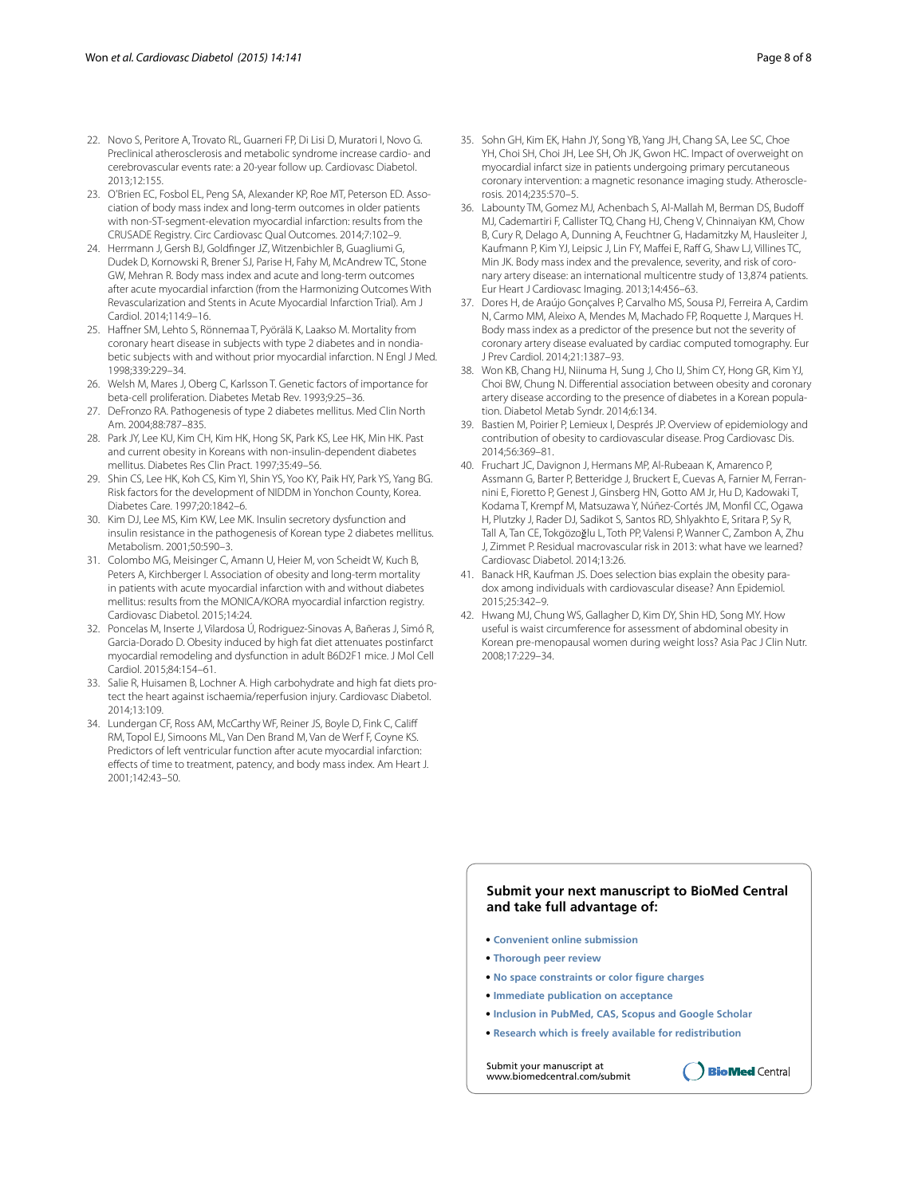22. Novo S, Peritore A, Trovato RL, Guarneri FP, Di Lisi D, Muratori I, Novo G. Preclinical atherosclerosis and metabolic syndrome increase cardio- and cerebrovascular events rate: a 20-year follow up. Cardiovasc Diabetol. 2013;12:155.
23. O'Brien EC, Fosbol EL, Peng SA, Alexander KP, Roe MT, Peterson ED. Association of body mass index and long-term outcomes in older patients with non-ST-segment-elevation myocardial infarction: results from the CRUSADE Registry. Circ Cardiovasc Qual Outcomes. 2014;7:102–9.
24. Herrmann J, Gersh BJ, Goldfinger JZ, Witzenbichler B, Guagliumi G, Dudek D, Kornowski R, Brener SJ, Parise H, Fahy M, McAndrew TC, Stone GW, Mehran R. Body mass index and acute and long-term outcomes after acute myocardial infarction (from the Harmonizing Outcomes With Revascularization and Stents in Acute Myocardial Infarction Trial). Am J Cardiol. 2014;114:9–16.
25. Haffner SM, Lehto S, Rönnemaa T, Pyörälä K, Laakso M. Mortality from coronary heart disease in subjects with type 2 diabetes and in nondiabetic subjects with and without prior myocardial infarction. N Engl J Med. 1998;339:229–34.
26. Welsh M, Mares J, Oberg C, Karlsson T. Genetic factors of importance for beta-cell proliferation. Diabetes Metab Rev. 1993;9:25–36.
27. DeFronzo RA. Pathogenesis of type 2 diabetes mellitus. Med Clin North Am. 2004;88:787–835.
28. Park JY, Lee KU, Kim CH, Kim HK, Hong SK, Park KS, Lee HK, Min HK. Past and current obesity in Koreans with non-insulin-dependent diabetes mellitus. Diabetes Res Clin Pract. 1997;35:49–56.
29. Shin CS, Lee HK, Koh CS, Kim YI, Shin YS, Yoo KY, Paik HY, Park YS, Yang BG. Risk factors for the development of NIDDM in Yonchon County, Korea. Diabetes Care. 1997;20:1842–6.
30. Kim DJ, Lee MS, Kim KW, Lee MK. Insulin secretory dysfunction and insulin resistance in the pathogenesis of Korean type 2 diabetes mellitus. Metabolism. 2001;50:590–3.
31. Colombo MG, Meisinger C, Amann U, Heier M, von Scheidt W, Kuch B, Peters A, Kirchberger I. Association of obesity and long-term mortality in patients with acute myocardial infarction with and without diabetes mellitus: results from the MONICA/KORA myocardial infarction registry. Cardiovasc Diabetol. 2015;14:24.
32. Poncelas M, Inserte J, Vilardosa Ú, Rodriguez-Sinovas A, Bañeras J, Simó R, Garcia-Dorado D. Obesity induced by high fat diet attenuates postinfarct myocardial remodeling and dysfunction in adult B6D2F1 mice. J Mol Cell Cardiol. 2015;84:154–61.
33. Salie R, Huisamen B, Lochner A. High carbohydrate and high fat diets protect the heart against ischaemia/reperfusion injury. Cardiovasc Diabetol. 2014;13:109.
34. Lundergan CF, Ross AM, McCarthy WF, Reiner JS, Boyle D, Fink C, Califf RM, Topol EJ, Simoons ML, Van Den Brand M, Van de Werf F, Coyne KS. Predictors of left ventricular function after acute myocardial infarction: effects of time to treatment, patency, and body mass index. Am Heart J. 2001;142:43–50.
35. Sohn GH, Kim EK, Hahn JY, Song YB, Yang JH, Chang SA, Lee SC, Choe YH, Choi SH, Choi JH, Lee SH, Oh JK, Gwon HC. Impact of overweight on myocardial infarct size in patients undergoing primary percutaneous coronary intervention: a magnetic resonance imaging study. Atherosclerosis. 2014;235:570–5.
36. Labounty TM, Gomez MJ, Achenbach S, Al-Mallah M, Berman DS, Budoff MJ, Cademartiri F, Callister TQ, Chang HJ, Cheng V, Chinnaiyan KM, Chow B, Cury R, Delago A, Dunning A, Feuchtner G, Hadamitzky M, Hausleiter J, Kaufmann P, Kim YJ, Leipsic J, Lin FY, Maffei E, Raff G, Shaw LJ, Villines TC, Min JK. Body mass index and the prevalence, severity, and risk of coronary artery disease: an international multicentre study of 13,874 patients. Eur Heart J Cardiovasc Imaging. 2013;14:456–63.
37. Dores H, de Araújo Gonçalves P, Carvalho MS, Sousa PJ, Ferreira A, Cardim N, Carmo MM, Aleixo A, Mendes M, Machado FP, Roquette J, Marques H. Body mass index as a predictor of the presence but not the severity of coronary artery disease evaluated by cardiac computed tomography. Eur J Prev Cardiol. 2014;21:1387–93.
38. Won KB, Chang HJ, Niinuma H, Sung J, Cho IJ, Shim CY, Hong GR, Kim YJ, Choi BW, Chung N. Differential association between obesity and coronary artery disease according to the presence of diabetes in a Korean population. Diabetol Metab Syndr. 2014;6:134.
39. Bastien M, Poirier P, Lemieux I, Després JP. Overview of epidemiology and contribution of obesity to cardiovascular disease. Prog Cardiovasc Dis. 2014;56:369–81.
40. Fruchart JC, Davignon J, Hermans MP, Al-Rubeaan K, Amarenco P, Assmann G, Barter P, Betteridge J, Bruckert E, Cuevas A, Farnier M, Ferrannini E, Fioretto P, Genest J, Ginsberg HN, Gotto AM Jr, Hu D, Kadowaki T, Kodama T, Krempf M, Matsuzawa Y, Núñez-Cortés JM, Monfil CC, Ogawa H, Plutzky J, Rader DJ, Sadikot S, Santos RD, Shlyakhto E, Sritara P, Sy R, Tall A, Tan CE, Tokgözoğlu L, Toth PP, Valensi P, Wanner C, Zambon A, Zhu J, Zimmet P. Residual macrovascular risk in 2013: what have we learned? Cardiovasc Diabetol. 2014;13:26.
41. Banack HR, Kaufman JS. Does selection bias explain the obesity paradox among individuals with cardiovascular disease? Ann Epidemiol. 2015;25:342–9.
42. Hwang MJ, Chung WS, Gallagher D, Kim DY, Shin HD, Song MY. How useful is waist circumference for assessment of abdominal obesity in Korean pre-menopausal women during weight loss? Asia Pac J Clin Nutr. 2008;17:229–34.

**Submit your next manuscript to BioMed Central and take full advantage of:**

- **Convenient online submission**
- **Thorough peer review**
- **No space constraints or color figure charges**
- **Immediate publication on acceptance**
- **Inclusion in PubMed, CAS, Scopus and Google Scholar**
- **Research which is freely available for redistribution**

Submit your manuscript at
www.biomedcentral.com/submit

BioMed Central